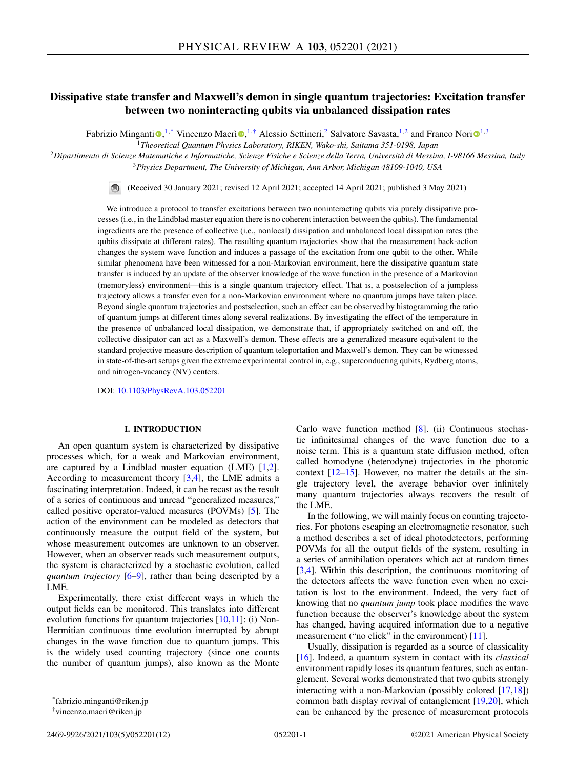# Dissipative state transfer and Maxwell's demon in single quantum trajectories: Excitation transfer between two noninteracting qubits via unbalanced dissipation rates

Fabrizio Minganti[1,*] Vincenzo Macrì[1,†] Alessio Settineri[2] Salvatore Savasta[1,2] and Franco Nori[1,3]

[1]Theoretical Quantum Physics Laboratory, RIKEN, Wako-shi, Saitama 351-0198, Japan

[2]Dipartimento di Scienze Matematiche e Informatiche, Scienze Fisiche e Scienze della Terra, Università di Messina, I-98166 Messina, Italy

[3]Physics Department, The University of Michigan, Ann Arbor, Michigan 48109-1040, USA

(Received 30 January 2021; revised 12 April 2021; accepted 14 April 2021; published 3 May 2021)

We introduce a protocol to transfer excitations between two noninteracting qubits via purely dissipative processes (i.e., in the Lindblad master equation there is no coherent interaction between the qubits). The fundamental ingredients are the presence of collective (i.e., nonlocal) dissipation and unbalanced local dissipation rates (the qubits dissipate at different rates). The resulting quantum trajectories show that the measurement back-action changes the system wave function and induces a passage of the excitation from one qubit to the other. While similar phenomena have been witnessed for a non-Markovian environment, here the dissipative quantum state transfer is induced by an update of the observer knowledge of the wave function in the presence of a Markovian (memoryless) environment—this is a single quantum trajectory effect. That is, a postselection of a jumpless trajectory allows a transfer even for a non-Markovian environment where no quantum jumps have taken place. Beyond single quantum trajectories and postselection, such an effect can be observed by histogramming the ratio of quantum jumps at different times along several realizations. By investigating the effect of the temperature in the presence of unbalanced local dissipation, we demonstrate that, if appropriately switched on and off, the collective dissipator can act as a Maxwell's demon. These effects are a generalized measure equivalent to the standard projective measure description of quantum teleportation and Maxwell's demon. They can be witnessed in state-of-the-art setups given the extreme experimental control in, e.g., superconducting qubits, Rydberg atoms, and nitrogen-vacancy (NV) centers.

DOI: 10.1103/PhysRevA.103.052201

## I. INTRODUCTION

An open quantum system is characterized by dissipative processes which, for a weak and Markovian environment, are captured by a Lindblad master equation (LME) [1,2]. According to measurement theory [3,4], the LME admits a fascinating interpretation. Indeed, it can be recast as the result of a series of continuous and unread "generalized measures," called positive operator-valued measures (POVMs) [5]. The action of the environment can be modeled as detectors that continuously measure the output field of the system, but whose measurement outcomes are unknown to an observer. However, when an observer reads such measurement outputs, the system is characterized by a stochastic evolution, called *quantum trajectory* [6–9], rather than being descripted by a LME.

Experimentally, there exist different ways in which the output fields can be monitored. This translates into different evolution functions for quantum trajectories [10,11]: (i) Non-Hermitian continuous time evolution interrupted by abrupt changes in the wave function due to quantum jumps. This is the widely used counting trajectory (since one counts the number of quantum jumps), also known as the Monte Carlo wave function method [8]. (ii) Continuous stochastic infinitesimal changes of the wave function due to a noise term. This is a quantum state diffusion method, often called homodyne (heterodyne) trajectories in the photonic context [12–15]. However, no matter the details at the single trajectory level, the average behavior over infinitely many quantum trajectories always recovers the result of the LME.

In the following, we will mainly focus on counting trajectories. For photons escaping an electromagnetic resonator, such a method describes a set of ideal photodetectors, performing POVMs for all the output fields of the system, resulting in a series of annihilation operators which act at random times [3,4]. Within this description, the continuous monitoring of the detectors affects the wave function even when no excitation is lost to the environment. Indeed, the very fact of knowing that no *quantum jump* took place modifies the wave function because the observer's knowledge about the system has changed, having acquired information due to a negative measurement ("no click" in the environment) [11].

Usually, dissipation is regarded as a source of classicality [16]. Indeed, a quantum system in contact with its *classical* environment rapidly loses its quantum features, such as entanglement. Several works demonstrated that two qubits strongly interacting with a non-Markovian (possibly colored [17,18]) common bath display revival of entanglement [19,20], which can be enhanced by the presence of measurement protocols

*fabrizio.minganti@riken.jp

†vincenzo.macri@riken.jp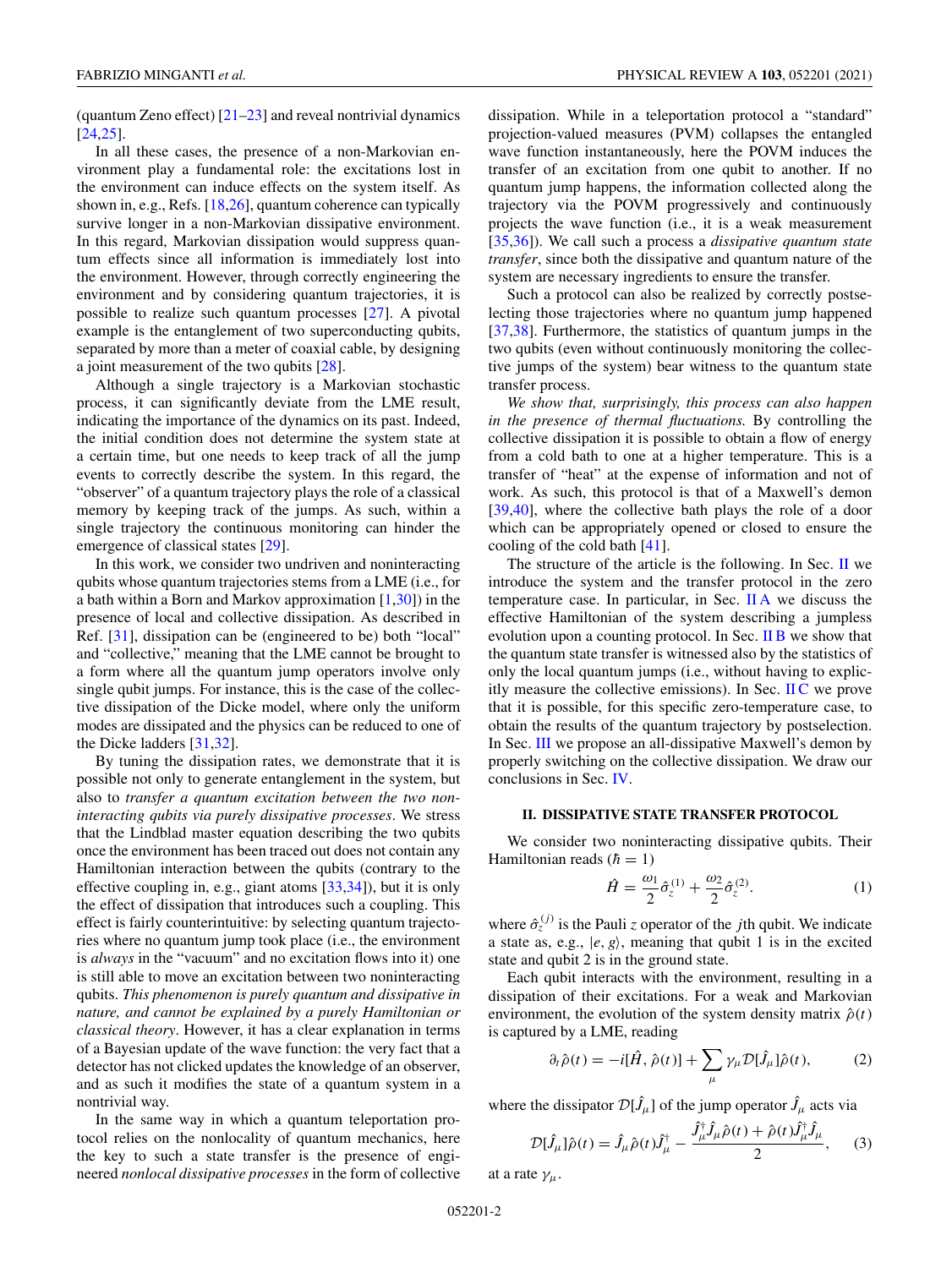(quantum Zeno effect) [21–23] and reveal nontrivial dynamics [24,25].

In all these cases, the presence of a non-Markovian environment play a fundamental role: the excitations lost in the environment can induce effects on the system itself. As shown in, e.g., Refs. [18,26], quantum coherence can typically survive longer in a non-Markovian dissipative environment. In this regard, Markovian dissipation would suppress quantum effects since all information is immediately lost into the environment. However, through correctly engineering the environment and by considering quantum trajectories, it is possible to realize such quantum processes [27]. A pivotal example is the entanglement of two superconducting qubits, separated by more than a meter of coaxial cable, by designing a joint measurement of the two qubits [28].

Although a single trajectory is a Markovian stochastic process, it can significantly deviate from the LME result, indicating the importance of the dynamics on its past. Indeed, the initial condition does not determine the system state at a certain time, but one needs to keep track of all the jump events to correctly describe the system. In this regard, the "observer" of a quantum trajectory plays the role of a classical memory by keeping track of the jumps. As such, within a single trajectory the continuous monitoring can hinder the emergence of classical states [29].

In this work, we consider two undriven and noninteracting qubits whose quantum trajectories stems from a LME (i.e., for a bath within a Born and Markov approximation [1,30]) in the presence of local and collective dissipation. As described in Ref. [31], dissipation can be (engineered to be) both "local" and "collective," meaning that the LME cannot be brought to a form where all the quantum jump operators involve only single qubit jumps. For instance, this is the case of the collective dissipation of the Dicke model, where only the uniform modes are dissipated and the physics can be reduced to one of the Dicke ladders [31,32].

By tuning the dissipation rates, we demonstrate that it is possible not only to generate entanglement in the system, but also to *transfer a quantum excitation between the two noninteracting qubits via purely dissipative processes*. We stress that the Lindblad master equation describing the two qubits once the environment has been traced out does not contain any Hamiltonian interaction between the qubits (contrary to the effective coupling in, e.g., giant atoms [33,34]), but it is only the effect of dissipation that introduces such a coupling. This effect is fairly counterintuitive: by selecting quantum trajectories where no quantum jump took place (i.e., the environment is *always* in the "vacuum" and no excitation flows into it) one is still able to move an excitation between two noninteracting qubits. *This phenomenon is purely quantum and dissipative in nature, and cannot be explained by a purely Hamiltonian or classical theory*. However, it has a clear explanation in terms of a Bayesian update of the wave function: the very fact that a detector has not clicked updates the knowledge of an observer, and as such it modifies the state of a quantum system in a nontrivial way.

In the same way in which a quantum teleportation protocol relies on the nonlocality of quantum mechanics, here the key to such a state transfer is the presence of engineered *nonlocal dissipative processes* in the form of collective dissipation. While in a teleportation protocol a "standard" projection-valued measures (PVM) collapses the entangled wave function instantaneously, here the POVM induces the transfer of an excitation from one qubit to another. If no quantum jump happens, the information collected along the trajectory via the POVM progressively and continuously projects the wave function (i.e., it is a weak measurement [35,36]). We call such a process a *dissipative quantum state transfer*, since both the dissipative and quantum nature of the system are necessary ingredients to ensure the transfer.

Such a protocol can also be realized by correctly postselecting those trajectories where no quantum jump happened [37,38]. Furthermore, the statistics of quantum jumps in the two qubits (even without continuously monitoring the collective jumps of the system) bear witness to the quantum state transfer process.

*We show that, surprisingly, this process can also happen in the presence of thermal fluctuations.* By controlling the collective dissipation it is possible to obtain a flow of energy from a cold bath to one at a higher temperature. This is a transfer of "heat" at the expense of information and not of work. As such, this protocol is that of a Maxwell's demon [39,40], where the collective bath plays the role of a door which can be appropriately opened or closed to ensure the cooling of the cold bath [41].

The structure of the article is the following. In Sec. II we introduce the system and the transfer protocol in the zero temperature case. In particular, in Sec. II A we discuss the effective Hamiltonian of the system describing a jumpless evolution upon a counting protocol. In Sec. II B we show that the quantum state transfer is witnessed also by the statistics of only the local quantum jumps (i.e., without having to explicitly measure the collective emissions). In Sec. II C we prove that it is possible, for this specific zero-temperature case, to obtain the results of the quantum trajectory by postselection. In Sec. III we propose an all-dissipative Maxwell's demon by properly switching on the collective dissipation. We draw our conclusions in Sec. IV.

## II. DISSIPATIVE STATE TRANSFER PROTOCOL

We consider two noninteracting dissipative qubits. Their Hamiltonian reads ($\hbar = 1$)

$$\hat{H} = \frac{\omega_1}{2}\hat{\sigma}_z^{(1)} + \frac{\omega_2}{2}\hat{\sigma}_z^{(2)}. \tag{1}$$

where $\hat{\sigma}_z^{(j)}$ is the Pauli $z$ operator of the $j$th qubit. We indicate a state as, e.g., $|e, g\rangle$, meaning that qubit 1 is in the excited state and qubit 2 is in the ground state.

Each qubit interacts with the environment, resulting in a dissipation of their excitations. For a weak and Markovian environment, the evolution of the system density matrix $\hat{\rho}(t)$ is captured by a LME, reading

$$\partial_t \hat{\rho}(t) = -i[\hat{H}, \hat{\rho}(t)] + \sum_\mu \gamma_\mu \mathcal{D}[\hat{J}_\mu]\hat{\rho}(t), \tag{2}$$

where the dissipator $\mathcal{D}[\hat{J}_\mu]$ of the jump operator $\hat{J}_\mu$ acts via

$$\mathcal{D}[\hat{J}_\mu]\hat{\rho}(t) = \hat{J}_\mu \hat{\rho}(t)\hat{J}_\mu^\dagger - \frac{\hat{J}_\mu^\dagger \hat{J}_\mu \hat{\rho}(t) + \hat{\rho}(t)\hat{J}_\mu^\dagger \hat{J}_\mu}{2}, \tag{3}$$

at a rate $\gamma_\mu$.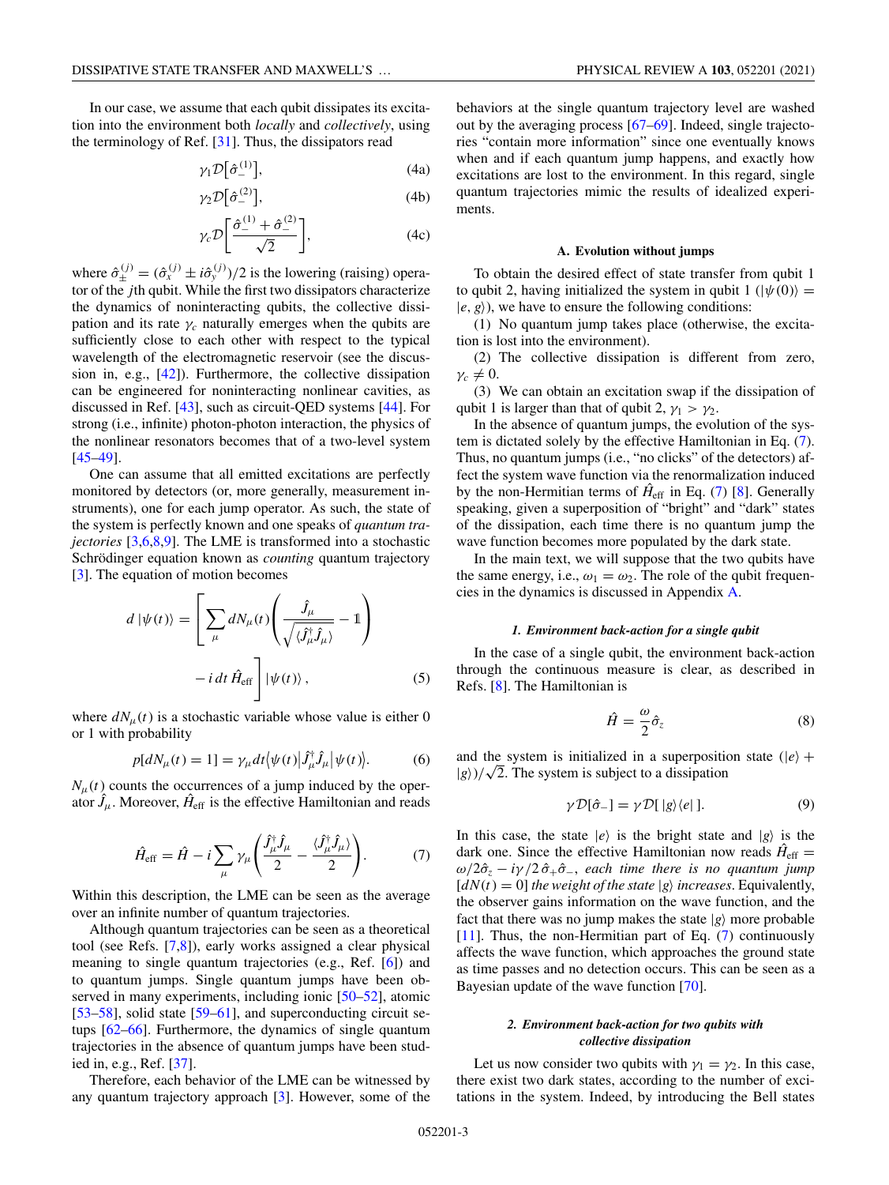In our case, we assume that each qubit dissipates its excitation into the environment both *locally* and *collectively*, using the terminology of Ref. [31]. Thus, the dissipators read

$$\gamma_1 \mathcal{D}\big[\hat{\sigma}_-^{(1)}\big], \tag{4a}$$

$$\gamma_2 \mathcal{D}\big[\hat{\sigma}_-^{(2)}\big], \tag{4b}$$

$$\gamma_c \mathcal{D}\left[\frac{\hat{\sigma}_-^{(1)} + \hat{\sigma}_-^{(2)}}{\sqrt{2}}\right], \tag{4c}$$

where $\hat{\sigma}_\pm^{(j)} = (\hat{\sigma}_x^{(j)} \pm i\hat{\sigma}_y^{(j)})/2$ is the lowering (raising) operator of the $j$th qubit. While the first two dissipators characterize the dynamics of noninteracting qubits, the collective dissipation and its rate $\gamma_c$ naturally emerges when the qubits are sufficiently close to each other with respect to the typical wavelength of the electromagnetic reservoir (see the discussion in, e.g., [42]). Furthermore, the collective dissipation can be engineered for noninteracting nonlinear cavities, as discussed in Ref. [43], such as circuit-QED systems [44]. For strong (i.e., infinite) photon-photon interaction, the physics of the nonlinear resonators becomes that of a two-level system [45–49].

One can assume that all emitted excitations are perfectly monitored by detectors (or, more generally, measurement instruments), one for each jump operator. As such, the state of the system is perfectly known and one speaks of *quantum trajectories* [3,6,8,9]. The LME is transformed into a stochastic Schrödinger equation known as *counting* quantum trajectory [3]. The equation of motion becomes

$$d\,|\psi(t)\rangle = \left[\sum_\mu dN_\mu(t)\left(\frac{\hat{J}_\mu}{\sqrt{\langle \hat{J}_\mu^\dagger \hat{J}_\mu\rangle}} - \mathbb{1}\right) - i\,dt\,\hat{H}_{\rm eff}\right]|\psi(t)\rangle\,, \tag{5}$$

where $dN_\mu(t)$ is a stochastic variable whose value is either 0 or 1 with probability

$$p[dN_\mu(t) = 1] = \gamma_\mu dt \big\langle \psi(t)\big|\hat{J}_\mu^\dagger \hat{J}_\mu\big|\psi(t)\big\rangle. \tag{6}$$

$N_\mu(t)$ counts the occurrences of a jump induced by the operator $\hat{J}_\mu$. Moreover, $\hat{H}_{\rm eff}$ is the effective Hamiltonian and reads

$$\hat{H}_{\rm eff} = \hat{H} - i\sum_\mu \gamma_\mu\left(\frac{\hat{J}_\mu^\dagger \hat{J}_\mu}{2} - \frac{\langle \hat{J}_\mu^\dagger \hat{J}_\mu\rangle}{2}\right). \tag{7}$$

Within this description, the LME can be seen as the average over an infinite number of quantum trajectories.

Although quantum trajectories can be seen as a theoretical tool (see Refs. [7,8]), early works assigned a clear physical meaning to single quantum trajectories (e.g., Ref. [6]) and to quantum jumps. Single quantum jumps have been observed in many experiments, including ionic [50–52], atomic [53–58], solid state [59–61], and superconducting circuit setups [62–66]. Furthermore, the dynamics of single quantum trajectories in the absence of quantum jumps have been studied in, e.g., Ref. [37].

Therefore, each behavior of the LME can be witnessed by any quantum trajectory approach [3]. However, some of the behaviors at the single quantum trajectory level are washed out by the averaging process [67–69]. Indeed, single trajectories "contain more information" since one eventually knows when and if each quantum jump happens, and exactly how excitations are lost to the environment. In this regard, single quantum trajectories mimic the results of idealized experiments.

### A. Evolution without jumps

To obtain the desired effect of state transfer from qubit 1 to qubit 2, having initialized the system in qubit 1 ($|\psi(0)\rangle = |e, g\rangle$), we have to ensure the following conditions:

(1) No quantum jump takes place (otherwise, the excitation is lost into the environment).

(2) The collective dissipation is different from zero, $\gamma_c \neq 0$.

(3) We can obtain an excitation swap if the dissipation of qubit 1 is larger than that of qubit 2, $\gamma_1 > \gamma_2$.

In the absence of quantum jumps, the evolution of the system is dictated solely by the effective Hamiltonian in Eq. (7). Thus, no quantum jumps (i.e., "no clicks" of the detectors) affect the system wave function via the renormalization induced by the non-Hermitian terms of $\hat{H}_{\rm eff}$ in Eq. (7) [8]. Generally speaking, given a superposition of "bright" and "dark" states of the dissipation, each time there is no quantum jump the wave function becomes more populated by the dark state.

In the main text, we will suppose that the two qubits have the same energy, i.e., $\omega_1 = \omega_2$. The role of the qubit frequencies in the dynamics is discussed in Appendix A.

#### *1. Environment back-action for a single qubit*

In the case of a single qubit, the environment back-action through the continuous measure is clear, as described in Refs. [8]. The Hamiltonian is

$$\hat{H} = \frac{\omega}{2}\hat{\sigma}_z \tag{8}$$

and the system is initialized in a superposition state $(|e\rangle + |g\rangle)/\sqrt{2}$. The system is subject to a dissipation

$$\gamma \mathcal{D}[\hat{\sigma}_-] = \gamma \mathcal{D}[\,|g\rangle\langle e|\,]. \tag{9}$$

In this case, the state $|e\rangle$ is the bright state and $|g\rangle$ is the dark one. Since the effective Hamiltonian now reads $\hat{H}_{\rm eff} = \omega/2\hat{\sigma}_z - i\gamma/2\,\hat{\sigma}_+\hat{\sigma}_-$, *each time there is no quantum jump* $[dN(t) = 0]$ *the weight of the state* $|g\rangle$ *increases*. Equivalently, the observer gains information on the wave function, and the fact that there was no jump makes the state $|g\rangle$ more probable [11]. Thus, the non-Hermitian part of Eq. (7) continuously affects the wave function, which approaches the ground state as time passes and no detection occurs. This can be seen as a Bayesian update of the wave function [70].

#### *2. Environment back-action for two qubits with collective dissipation*

Let us now consider two qubits with $\gamma_1 = \gamma_2$. In this case, there exist two dark states, according to the number of excitations in the system. Indeed, by introducing the Bell states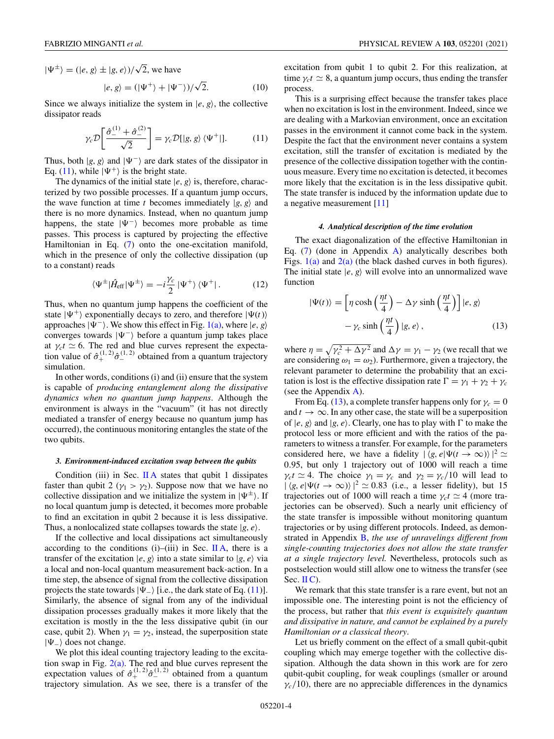$|\Psi^{\pm}\rangle = (|e, g\rangle \pm |g, e\rangle)/\sqrt{2}$, we have

$$|e, g\rangle = (|\Psi^{+}\rangle + |\Psi^{-}\rangle)/\sqrt{2}. \tag{10}$$

Since we always initialize the system in $|e, g\rangle$, the collective dissipator reads

$$\gamma_c \mathcal{D}\left[\frac{\hat{\sigma}_{-}^{(1)} + \hat{\sigma}_{-}^{(2)}}{\sqrt{2}}\right] = \gamma_c \mathcal{D}[|g, g\rangle \langle \Psi^{+}|]. \tag{11}$$

Thus, both $|g, g\rangle$ and $|\Psi^{-}\rangle$ are dark states of the dissipator in Eq. (11), while $|\Psi^{+}\rangle$ is the bright state.

The dynamics of the initial state $|e, g\rangle$ is, therefore, characterized by two possible processes. If a quantum jump occurs, the wave function at time $t$ becomes immediately $|g, g\rangle$ and there is no more dynamics. Instead, when no quantum jump happens, the state $|\Psi^{-}\rangle$ becomes more probable as time passes. This process is captured by projecting the effective Hamiltonian in Eq. (7) onto the one-excitation manifold, which in the presence of only the collective dissipation (up to a constant) reads

$$\langle \Psi^{\pm}|\hat{H}_{\text{eff}}|\Psi^{\pm}\rangle = -i\frac{\gamma_c}{2}|\Psi^{+}\rangle \langle \Psi^{+}|. \tag{12}$$

Thus, when no quantum jump happens the coefficient of the state $|\Psi^{+}\rangle$ exponentially decays to zero, and therefore $|\Psi(t)\rangle$ approaches $|\Psi^{-}\rangle$. We show this effect in Fig. 1(a), where $|e, g\rangle$ converges towards $|\Psi^{-}\rangle$ before a quantum jump takes place at $\gamma_c t \simeq 6$. The red and blue curves represent the expectation value of $\hat{\sigma}_{+}^{(1,2)}\hat{\sigma}_{-}^{(1,2)}$ obtained from a quantum trajectory simulation.

In other words, conditions (i) and (ii) ensure that the system is capable of *producing entanglement along the dissipative dynamics when no quantum jump happens*. Although the environment is always in the "vacuum" (it has not directly mediated a transfer of energy because no quantum jump has occurred), the continuous monitoring entangles the state of the two qubits.

#### 3. Environment-induced excitation swap between the qubits

Condition (iii) in Sec. II A states that qubit 1 dissipates faster than qubit 2 ($\gamma_1 > \gamma_2$). Suppose now that we have no collective dissipation and we initialize the system in $|\Psi^{\pm}\rangle$. If no local quantum jump is detected, it becomes more probable to find an excitation in qubit 2 because it is less dissipative. Thus, a nonlocalized state collapses towards the state $|g, e\rangle$.

If the collective and local dissipations act simultaneously according to the conditions (i)–(iii) in Sec. II A, there is a transfer of the excitation $|e, g\rangle$ into a state similar to $|g, e\rangle$ via a local and non-local quantum measurement back-action. In a time step, the absence of signal from the collective dissipation projects the state towards $|\Psi_{-}\rangle$ [i.e., the dark state of Eq. (11)]. Similarly, the absence of signal from any of the individual dissipation processes gradually makes it more likely that the excitation is mostly in the the less dissipative qubit (in our case, qubit 2). When $\gamma_1 = \gamma_2$, instead, the superposition state $|\Psi_{-}\rangle$ does not change.

We plot this ideal counting trajectory leading to the excitation swap in Fig. 2(a). The red and blue curves represent the expectation values of $\hat{\sigma}_{+}^{(1,2)}\hat{\sigma}_{-}^{(1,2)}$ obtained from a quantum trajectory simulation. As we see, there is a transfer of the excitation from qubit 1 to qubit 2. For this realization, at time $\gamma_c t \simeq 8$, a quantum jump occurs, thus ending the transfer process.

This is a surprising effect because the transfer takes place when no excitation is lost in the environment. Indeed, since we are dealing with a Markovian environment, once an excitation passes in the environment it cannot come back in the system. Despite the fact that the environment never contains a system excitation, still the transfer of excitation is mediated by the presence of the collective dissipation together with the continuous measure. Every time no excitation is detected, it becomes more likely that the excitation is in the less dissipative qubit. The state transfer is induced by the information update due to a negative measurement [11]

#### 4. Analytical description of the time evolution

The exact diagonalization of the effective Hamiltonian in Eq. (7) (done in Appendix A) analytically describes both Figs. 1(a) and 2(a) (the black dashed curves in both figures). The initial state $|e, g\rangle$ will evolve into an unnormalized wave function

$$|\Psi(t)\rangle = \left[\eta \cosh\left(\frac{\eta t}{4}\right) - \Delta\gamma \sinh\left(\frac{\eta t}{4}\right)\right]|e, g\rangle - \gamma_c \sinh\left(\frac{\eta t}{4}\right)|g, e\rangle\,, \tag{13}$$

where $\eta = \sqrt{\gamma_c^2 + \Delta\gamma^2}$ and $\Delta\gamma = \gamma_1 - \gamma_2$ (we recall that we are considering $\omega_1 = \omega_2$). Furthermore, given a trajectory, the relevant parameter to determine the probability that an excitation is lost is the effective dissipation rate $\Gamma = \gamma_1 + \gamma_2 + \gamma_c$ (see the Appendix A).

From Eq. (13), a complete transfer happens only for $\gamma_c = 0$ and $t \to \infty$. In any other case, the state will be a superposition of $|e, g\rangle$ and $|g, e\rangle$. Clearly, one has to play with $\Gamma$ to make the protocol less or more efficient and with the ratios of the parameters to witness a transfer. For example, for the parameters considered here, we have a fidelity $|\langle g, e|\Psi(t \to \infty)\rangle|^2 \simeq 0.95$, but only 1 trajectory out of 1000 will reach a time $\gamma_c t \simeq 4$. The choice $\gamma_1 = \gamma_c$ and $\gamma_2 = \gamma_c/10$ will lead to $|\langle g, e|\Psi(t \to \infty)\rangle|^2 \simeq 0.83$ (i.e., a lesser fidelity), but 15 trajectories out of 1000 will reach a time $\gamma_c t \simeq 4$ (more trajectories can be observed). Such a nearly unit efficiency of the state transfer is impossible without monitoring quantum trajectories or by using different protocols. Indeed, as demonstrated in Appendix B, *the use of unravelings different from single-counting trajectories does not allow the state transfer at a single trajectory level.* Nevertheless, protocols such as postselection would still allow one to witness the transfer (see Sec. II C).

We remark that this state transfer is a rare event, but not an impossible one. The interesting point is not the efficiency of the process, but rather that *this event is exquisitely quantum and dissipative in nature, and cannot be explained by a purely Hamiltonian or a classical theory*.

Let us briefly comment on the effect of a small qubit-qubit coupling which may emerge together with the collective dissipation. Although the data shown in this work are for zero qubit-qubit coupling, for weak couplings (smaller or around $\gamma_c/10$), there are no appreciable differences in the dynamics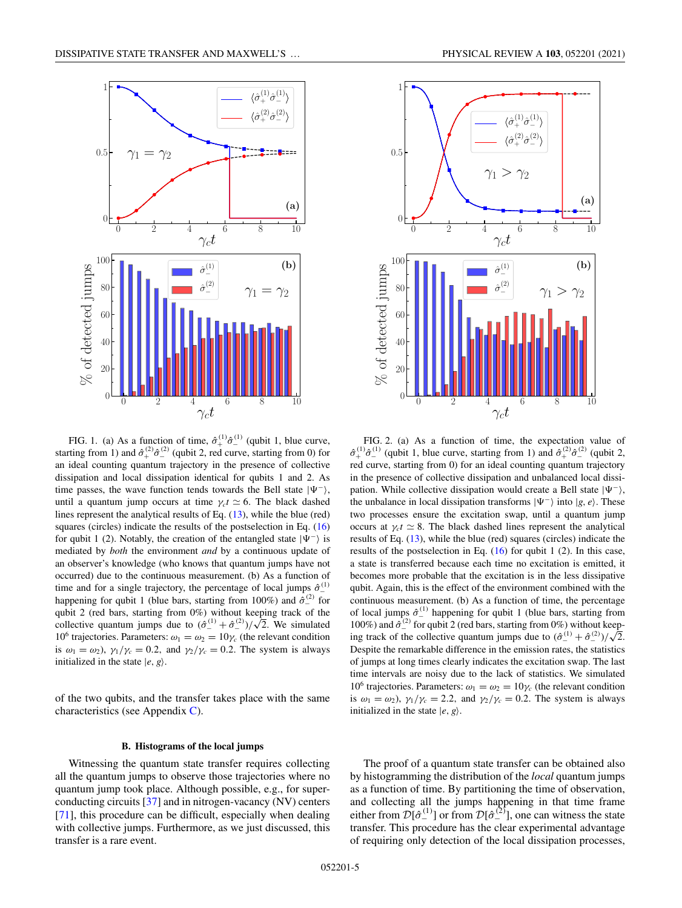FIG. 1. (a) As a function of time, $\hat{\sigma}_+^{(1)}\hat{\sigma}_-^{(1)}$ (qubit 1, blue curve, starting from 1) and $\hat{\sigma}_+^{(2)}\hat{\sigma}_-^{(2)}$ (qubit 2, red curve, starting from 0) for an ideal counting quantum trajectory in the presence of collective dissipation and local dissipation identical for qubits 1 and 2. As time passes, the wave function tends towards the Bell state $|\Psi^-\rangle$, until a quantum jump occurs at time $\gamma_c t \simeq 6$. The black dashed lines represent the analytical results of Eq. (13), while the blue (red) squares (circles) indicate the results of the postselection in Eq. (16) for qubit 1 (2). Notably, the creation of the entangled state $|\Psi^-\rangle$ is mediated by *both* the environment *and* by a continuous update of an observer's knowledge (who knows that quantum jumps have not occurred) due to the continuous measurement. (b) As a function of time and for a single trajectory, the percentage of local jumps $\hat{\sigma}_-^{(1)}$ happening for qubit 1 (blue bars, starting from 100%) and $\hat{\sigma}_-^{(2)}$ for qubit 2 (red bars, starting from 0%) without keeping track of the collective quantum jumps due to $(\hat{\sigma}_-^{(1)} + \hat{\sigma}_-^{(2)})/\sqrt{2}$. We simulated $10^6$ trajectories. Parameters: $\omega_1 = \omega_2 = 10\gamma_c$ (the relevant condition is $\omega_1 = \omega_2$), $\gamma_1/\gamma_c = 0.2$, and $\gamma_2/\gamma_c = 0.2$. The system is always initialized in the state $|e, g\rangle$.

FIG. 2. (a) As a function of time, the expectation value of $\hat{\sigma}_+^{(1)}\hat{\sigma}_-^{(1)}$ (qubit 1, blue curve, starting from 1) and $\hat{\sigma}_+^{(2)}\hat{\sigma}_-^{(2)}$ (qubit 2, red curve, starting from 0) for an ideal counting quantum trajectory in the presence of collective dissipation and unbalanced local dissipation. While collective dissipation would create a Bell state $|\Psi^-\rangle$, the unbalance in local dissipation transforms $|\Psi^-\rangle$ into $|g, e\rangle$. These two processes ensure the excitation swap, until a quantum jump occurs at $\gamma_c t \simeq 8$. The black dashed lines represent the analytical results of Eq. (13), while the blue (red) squares (circles) indicate the results of the postselection in Eq. (16) for qubit 1 (2). In this case, a state is transferred because each time no excitation is emitted, it becomes more probable that the excitation is in the less dissipative qubit. Again, this is the effect of the environment combined with the continuous measurement. (b) As a function of time, the percentage of local jumps $\hat{\sigma}_-^{(1)}$ happening for qubit 1 (blue bars, starting from 100%) and $\hat{\sigma}_-^{(2)}$ for qubit 2 (red bars, starting from 0%) without keeping track of the collective quantum jumps due to $(\hat{\sigma}_-^{(1)} + \hat{\sigma}_-^{(2)})/\sqrt{2}$. Despite the remarkable difference in the emission rates, the statistics of jumps at long times clearly indicates the excitation swap. The last time intervals are noisy due to the lack of statistics. We simulated $10^6$ trajectories. Parameters: $\omega_1 = \omega_2 = 10\gamma_c$ (the relevant condition is $\omega_1 = \omega_2$), $\gamma_1/\gamma_c = 2.2$, and $\gamma_2/\gamma_c = 0.2$. The system is always initialized in the state $|e, g\rangle$.

of the two qubits, and the transfer takes place with the same characteristics (see Appendix C).

### B. Histograms of the local jumps

Witnessing the quantum state transfer requires collecting all the quantum jumps to observe those trajectories where no quantum jump took place. Although possible, e.g., for superconducting circuits [37] and in nitrogen-vacancy (NV) centers [71], this procedure can be difficult, especially when dealing with collective jumps. Furthermore, as we just discussed, this transfer is a rare event.

The proof of a quantum state transfer can be obtained also by histogramming the distribution of the *local* quantum jumps as a function of time. By partitioning the time of observation, and collecting all the jumps happening in that time frame either from $\mathcal{D}[\hat{\sigma}_-^{(1)}]$ or from $\mathcal{D}[\hat{\sigma}_-^{(2)}]$, one can witness the state transfer. This procedure has the clear experimental advantage of requiring only detection of the local dissipation processes,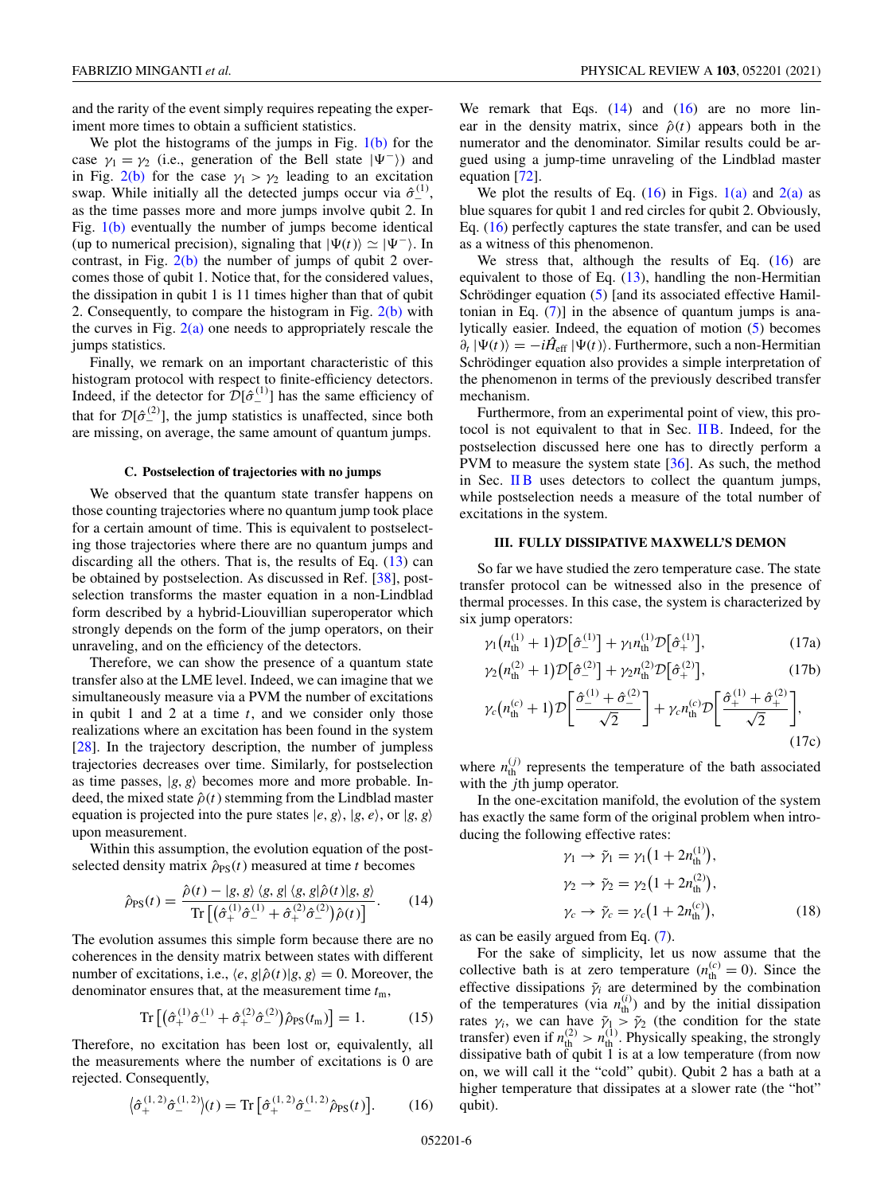and the rarity of the event simply requires repeating the experiment more times to obtain a sufficient statistics.

We plot the histograms of the jumps in Fig. 1(b) for the case $\gamma_1 = \gamma_2$ (i.e., generation of the Bell state $|\Psi^-\rangle$) and in Fig. 2(b) for the case $\gamma_1 > \gamma_2$ leading to an excitation swap. While initially all the detected jumps occur via $\hat{\sigma}_-^{(1)}$, as the time passes more and more jumps involve qubit 2. In Fig. 1(b) eventually the number of jumps become identical (up to numerical precision), signaling that $|\Psi(t)\rangle \simeq |\Psi^-\rangle$. In contrast, in Fig. 2(b) the number of jumps of qubit 2 overcomes those of qubit 1. Notice that, for the considered values, the dissipation in qubit 1 is 11 times higher than that of qubit 2. Consequently, to compare the histogram in Fig. 2(b) with the curves in Fig. 2(a) one needs to appropriately rescale the jumps statistics.

Finally, we remark on an important characteristic of this histogram protocol with respect to finite-efficiency detectors. Indeed, if the detector for $\mathcal{D}[\hat{\sigma}_-^{(1)}]$ has the same efficiency of that for $\mathcal{D}[\hat{\sigma}_-^{(2)}]$, the jump statistics is unaffected, since both are missing, on average, the same amount of quantum jumps.

### C. Postselection of trajectories with no jumps

We observed that the quantum state transfer happens on those counting trajectories where no quantum jump took place for a certain amount of time. This is equivalent to postselecting those trajectories where there are no quantum jumps and discarding all the others. That is, the results of Eq. (13) can be obtained by postselection. As discussed in Ref. [38], postselection transforms the master equation in a non-Lindblad form described by a hybrid-Liouvillian superoperator which strongly depends on the form of the jump operators, on their unraveling, and on the efficiency of the detectors.

Therefore, we can show the presence of a quantum state transfer also at the LME level. Indeed, we can imagine that we simultaneously measure via a PVM the number of excitations in qubit 1 and 2 at a time $t$, and we consider only those realizations where an excitation has been found in the system [28]. In the trajectory description, the number of jumpless trajectories decreases over time. Similarly, for postselection as time passes, $|g, g\rangle$ becomes more and more probable. Indeed, the mixed state $\hat{\rho}(t)$ stemming from the Lindblad master equation is projected into the pure states $|e, g\rangle$, $|g, e\rangle$, or $|g, g\rangle$ upon measurement.

Within this assumption, the evolution equation of the postselected density matrix $\hat{\rho}_{\rm PS}(t)$ measured at time $t$ becomes

$$\hat{\rho}_{\rm PS}(t) = \frac{\hat{\rho}(t) - |g, g\rangle\langle g, g|\,\langle g, g|\hat{\rho}(t)|g, g\rangle}{{\rm Tr}\left[\left(\hat{\sigma}_+^{(1)}\hat{\sigma}_-^{(1)} + \hat{\sigma}_+^{(2)}\hat{\sigma}_-^{(2)}\right)\hat{\rho}(t)\right]}. \tag{14}$$

The evolution assumes this simple form because there are no coherences in the density matrix between states with different number of excitations, i.e., $\langle e, g|\hat{\rho}(t)|g, g\rangle = 0$. Moreover, the denominator ensures that, at the measurement time $t_{\rm m}$,

$${\rm Tr}\left[\left(\hat{\sigma}_+^{(1)}\hat{\sigma}_-^{(1)} + \hat{\sigma}_+^{(2)}\hat{\sigma}_-^{(2)}\right)\hat{\rho}_{\rm PS}(t_{\rm m})\right] = 1. \tag{15}$$

Therefore, no excitation has been lost or, equivalently, all the measurements where the number of excitations is 0 are rejected. Consequently,

$$\left\langle \hat{\sigma}_+^{(1,2)}\hat{\sigma}_-^{(1,2)}\right\rangle(t) = {\rm Tr}\left[\hat{\sigma}_+^{(1,2)}\hat{\sigma}_-^{(1,2)}\hat{\rho}_{\rm PS}(t)\right]. \tag{16}$$

We remark that Eqs. (14) and (16) are no more linear in the density matrix, since $\hat{\rho}(t)$ appears both in the numerator and the denominator. Similar results could be argued using a jump-time unraveling of the Lindblad master equation [72].

We plot the results of Eq. (16) in Figs. 1(a) and 2(a) as blue squares for qubit 1 and red circles for qubit 2. Obviously, Eq. (16) perfectly captures the state transfer, and can be used as a witness of this phenomenon.

We stress that, although the results of Eq. (16) are equivalent to those of Eq. (13), handling the non-Hermitian Schrödinger equation (5) [and its associated effective Hamiltonian in Eq. (7)] in the absence of quantum jumps is analytically easier. Indeed, the equation of motion (5) becomes $\partial_t |\Psi(t)\rangle = -i\hat{H}_{\rm eff}|\Psi(t)\rangle$. Furthermore, such a non-Hermitian Schrödinger equation also provides a simple interpretation of the phenomenon in terms of the previously described transfer mechanism.

Furthermore, from an experimental point of view, this protocol is not equivalent to that in Sec. II B. Indeed, for the postselection discussed here one has to directly perform a PVM to measure the system state [36]. As such, the method in Sec. II B uses detectors to collect the quantum jumps, while postselection needs a measure of the total number of excitations in the system.

## III. FULLY DISSIPATIVE MAXWELL'S DEMON

So far we have studied the zero temperature case. The state transfer protocol can be witnessed also in the presence of thermal processes. In this case, the system is characterized by six jump operators:

$$\gamma_1\left(n_{\rm th}^{(1)} + 1\right)\mathcal{D}\left[\hat{\sigma}_-^{(1)}\right] + \gamma_1 n_{\rm th}^{(1)}\mathcal{D}\left[\hat{\sigma}_+^{(1)}\right], \tag{17a}$$

$$\gamma_2\left(n_{\rm th}^{(2)} + 1\right)\mathcal{D}\left[\hat{\sigma}_-^{(2)}\right] + \gamma_2 n_{\rm th}^{(2)}\mathcal{D}\left[\hat{\sigma}_+^{(2)}\right], \tag{17b}$$

$$\gamma_c\left(n_{\rm th}^{(c)} + 1\right)\mathcal{D}\left[\frac{\hat{\sigma}_-^{(1)} + \hat{\sigma}_-^{(2)}}{\sqrt{2}}\right] + \gamma_c n_{\rm th}^{(c)}\mathcal{D}\left[\frac{\hat{\sigma}_+^{(1)} + \hat{\sigma}_+^{(2)}}{\sqrt{2}}\right], \tag{17c}$$

where $n_{\rm th}^{(j)}$ represents the temperature of the bath associated with the $j$th jump operator.

In the one-excitation manifold, the evolution of the system has exactly the same form of the original problem when introducing the following effective rates:

$$\gamma_1 \to \tilde{\gamma}_1 = \gamma_1\left(1 + 2n_{\rm th}^{(1)}\right),$$
$$\gamma_2 \to \tilde{\gamma}_2 = \gamma_2\left(1 + 2n_{\rm th}^{(2)}\right),$$
$$\gamma_c \to \tilde{\gamma}_c = \gamma_c\left(1 + 2n_{\rm th}^{(c)}\right), \tag{18}$$

as can be easily argued from Eq. (7).

For the sake of simplicity, let us now assume that the collective bath is at zero temperature ($n_{\rm th}^{(c)} = 0$). Since the effective dissipations $\tilde{\gamma}_i$ are determined by the combination of the temperatures (via $n_{\rm th}^{(i)}$) and by the initial dissipation rates $\gamma_i$, we can have $\tilde{\gamma}_1 > \tilde{\gamma}_2$ (the condition for the state transfer) even if $n_{\rm th}^{(2)} > n_{\rm th}^{(1)}$. Physically speaking, the strongly dissipative bath of qubit 1 is at a low temperature (from now on, we will call it the "cold" qubit). Qubit 2 has a bath at a higher temperature that dissipates at a slower rate (the "hot" qubit).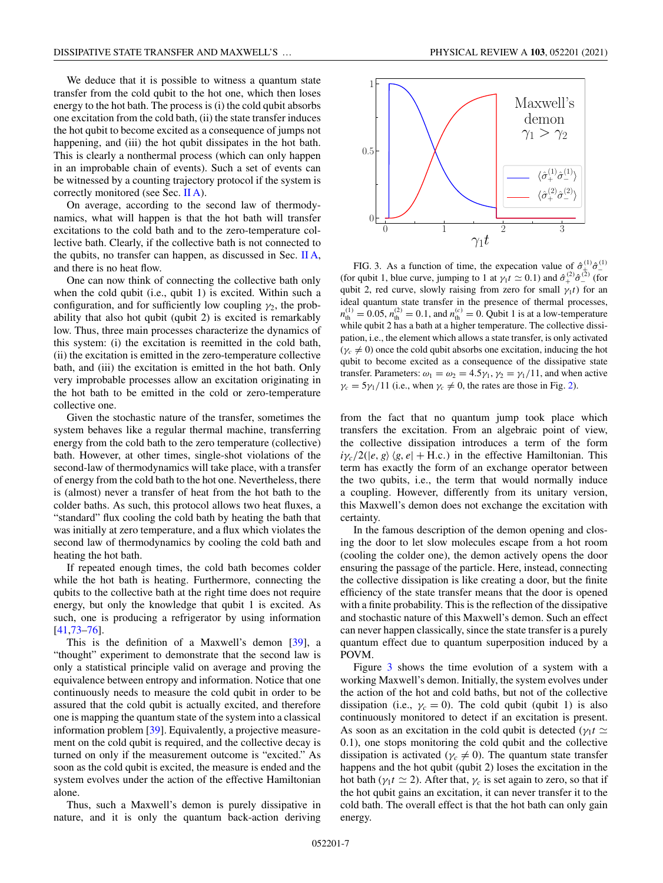We deduce that it is possible to witness a quantum state transfer from the cold qubit to the hot one, which then loses energy to the hot bath. The process is (i) the cold qubit absorbs one excitation from the cold bath, (ii) the state transfer induces the hot qubit to become excited as a consequence of jumps not happening, and (iii) the hot qubit dissipates in the hot bath. This is clearly a nonthermal process (which can only happen in an improbable chain of events). Such a set of events can be witnessed by a counting trajectory protocol if the system is correctly monitored (see Sec. II A).

On average, according to the second law of thermodynamics, what will happen is that the hot bath will transfer excitations to the cold bath and to the zero-temperature collective bath. Clearly, if the collective bath is not connected to the qubits, no transfer can happen, as discussed in Sec. II A, and there is no heat flow.

One can now think of connecting the collective bath only when the cold qubit (i.e., qubit 1) is excited. Within such a configuration, and for sufficiently low coupling $\gamma_2$, the probability that also hot qubit (qubit 2) is excited is remarkably low. Thus, three main processes characterize the dynamics of this system: (i) the excitation is reemitted in the cold bath, (ii) the excitation is emitted in the zero-temperature collective bath, and (iii) the excitation is emitted in the hot bath. Only very improbable processes allow an excitation originating in the hot bath to be emitted in the cold or zero-temperature collective one.

Given the stochastic nature of the transfer, sometimes the system behaves like a regular thermal machine, transferring energy from the cold bath to the zero temperature (collective) bath. However, at other times, single-shot violations of the second-law of thermodynamics will take place, with a transfer of energy from the cold bath to the hot one. Nevertheless, there is (almost) never a transfer of heat from the hot bath to the colder baths. As such, this protocol allows two heat fluxes, a "standard" flux cooling the cold bath by heating the bath that was initially at zero temperature, and a flux which violates the second law of thermodynamics by cooling the cold bath and heating the hot bath.

If repeated enough times, the cold bath becomes colder while the hot bath is heating. Furthermore, connecting the qubits to the collective bath at the right time does not require energy, but only the knowledge that qubit 1 is excited. As such, one is producing a refrigerator by using information [41,73–76].

This is the definition of a Maxwell's demon [39], a "thought" experiment to demonstrate that the second law is only a statistical principle valid on average and proving the equivalence between entropy and information. Notice that one continuously needs to measure the cold qubit in order to be assured that the cold qubit is actually excited, and therefore one is mapping the quantum state of the system into a classical information problem [39]. Equivalently, a projective measurement on the cold qubit is required, and the collective decay is turned on only if the measurement outcome is "excited." As soon as the cold qubit is excited, the measure is ended and the system evolves under the action of the effective Hamiltonian alone.

Thus, such a Maxwell's demon is purely dissipative in nature, and it is only the quantum back-action deriving

FIG. 3. As a function of time, the expecation value of $\hat{\sigma}_+^{(1)}\hat{\sigma}_-^{(1)}$ (for qubit 1, blue curve, jumping to 1 at $\gamma_1 t \simeq 0.1$) and $\hat{\sigma}_+^{(2)}\hat{\sigma}_-^{(2)}$ (for qubit 2, red curve, slowly raising from zero for small $\gamma_1 t$) for an ideal quantum state transfer in the presence of thermal processes, $n_{\rm th}^{(1)} = 0.05$, $n_{\rm th}^{(2)} = 0.1$, and $n_{\rm th}^{(c)} = 0$. Qubit 1 is at a low-temperature while qubit 2 has a bath at a higher temperature. The collective dissipation, i.e., the element which allows a state transfer, is only activated ($\gamma_c \neq 0$) once the cold qubit absorbs one excitation, inducing the hot qubit to become excited as a consequence of the dissipative state transfer. Parameters: $\omega_1 = \omega_2 = 4.5\gamma_1$, $\gamma_2 = \gamma_1/11$, and when active $\gamma_c = 5\gamma_1/11$ (i.e., when $\gamma_c \neq 0$, the rates are those in Fig. 2).

from the fact that no quantum jump took place which transfers the excitation. From an algebraic point of view, the collective dissipation introduces a term of the form $i\gamma_c/2(|e, g\rangle \langle g, e| + \text{H.c.})$ in the effective Hamiltonian. This term has exactly the form of an exchange operator between the two qubits, i.e., the term that would normally induce a coupling. However, differently from its unitary version, this Maxwell's demon does not exchange the excitation with certainty.

In the famous description of the demon opening and closing the door to let slow molecules escape from a hot room (cooling the colder one), the demon actively opens the door ensuring the passage of the particle. Here, instead, connecting the collective dissipation is like creating a door, but the finite efficiency of the state transfer means that the door is opened with a finite probability. This is the reflection of the dissipative and stochastic nature of this Maxwell's demon. Such an effect can never happen classically, since the state transfer is a purely quantum effect due to quantum superposition induced by a POVM.

Figure 3 shows the time evolution of a system with a working Maxwell's demon. Initially, the system evolves under the action of the hot and cold baths, but not of the collective dissipation (i.e., $\gamma_c = 0$). The cold qubit (qubit 1) is also continuously monitored to detect if an excitation is present. As soon as an excitation is detected ($\gamma_1 t \simeq 0.1$), one stops monitoring the cold qubit and the collective dissipation is activated ($\gamma_c \neq 0$). The quantum state transfer happens and the hot qubit (qubit 2) loses the excitation in the hot bath ($\gamma_1 t \simeq 2$). After that, $\gamma_c$ is set again to zero, so that if the hot qubit gains an excitation, it can never transfer it to the cold bath. The overall effect is that the hot bath can only gain energy.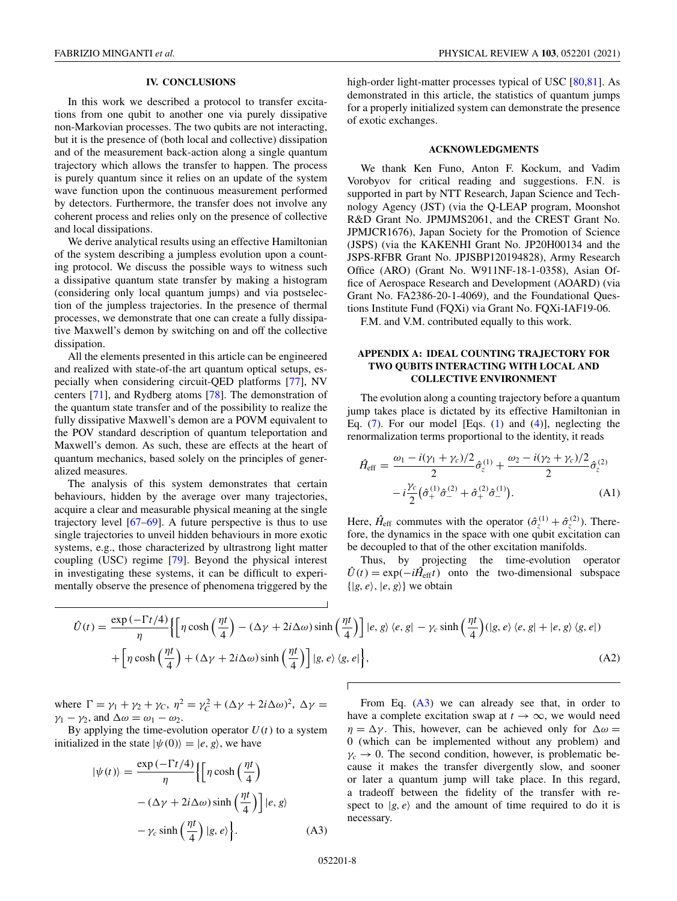## IV. CONCLUSIONS

In this work we described a protocol to transfer excitations from one qubit to another one via purely dissipative non-Markovian processes. The two qubits are not interacting, but it is the presence of (both local and collective) dissipation and of the measurement back-action along a single quantum trajectory which allows the transfer to happen. The process is purely quantum since it relies on an update of the system wave function upon the continuous measurement performed by detectors. Furthermore, the transfer does not involve any coherent process and relies only on the presence of collective and local dissipations.

We derive analytical results using an effective Hamiltonian of the system describing a jumpless evolution upon a counting protocol. We discuss the possible ways to witness such a dissipative quantum state transfer by making a histogram (considering only local quantum jumps) and via postselection of the jumpless trajectories. In the presence of thermal processes, we demonstrate that one can create a fully dissipative Maxwell's demon by switching on and off the collective dissipation.

All the elements presented in this article can be engineered and realized with state-of-the art quantum optical setups, especially when considering circuit-QED platforms [77], NV centers [71], and Rydberg atoms [78]. The demonstration of the quantum state transfer and of the possibility to realize the fully dissipative Maxwell's demon are a POVM equivalent to the POV standard description of quantum teleportation and Maxwell's demon. As such, these are effects at the heart of quantum mechanics, based solely on the principles of generalized measures.

The analysis of this system demonstrates that certain behaviours, hidden by the average over many trajectories, acquire a clear and measurable physical meaning at the single trajectory level [67–69]. A future perspective is thus to use single trajectories to unveil hidden behaviours in more exotic systems, e.g., those characterized by ultrastrong light matter coupling (USC) regime [79]. Beyond the physical interest in investigating these systems, it can be difficult to experimentally observe the presence of phenomena triggered by the high-order light-matter processes typical of USC [80,81]. As demonstrated in this article, the statistics of quantum jumps for a properly initialized system can demonstrate the presence of exotic exchanges.

## ACKNOWLEDGMENTS

We thank Ken Funo, Anton F. Kockum, and Vadim Vorobyov for critical reading and suggestions. F.N. is supported in part by NTT Research, Japan Science and Technology Agency (JST) (via the Q-LEAP program, Moonshot R&D Grant No. JPMJMS2061, and the CREST Grant No. JPMJCR1676), Japan Society for the Promotion of Science (JSPS) (via the KAKENHI Grant No. JP20H00134 and the JSPS-RFBR Grant No. JPJSBP120194828), Army Research Office (ARO) (Grant No. W911NF-18-1-0358), Asian Office of Aerospace Research and Development (AOARD) (via Grant No. FA2386-20-1-4069), and the Foundational Questions Institute Fund (FQXi) via Grant No. FQXi-IAF19-06.

F.M. and V.M. contributed equally to this work.

## APPENDIX A: IDEAL COUNTING TRAJECTORY FOR TWO QUBITS INTERACTING WITH LOCAL AND COLLECTIVE ENVIRONMENT

The evolution along a counting trajectory before a quantum jump takes place is dictated by its effective Hamiltonian in Eq. (7). For our model [Eqs. (1) and (4)], neglecting the renormalization terms proportional to the identity, it reads

$$
\hat{H}_{\text{eff}} = \frac{\omega_1 - i(\gamma_1 + \gamma_c)/2}{2}\hat{\sigma}_z^{(1)} + \frac{\omega_2 - i(\gamma_2 + \gamma_c)/2}{2}\hat{\sigma}_z^{(2)} - i\frac{\gamma_c}{2}\left(\hat{\sigma}_+^{(1)}\hat{\sigma}_-^{(2)} + \hat{\sigma}_+^{(2)}\hat{\sigma}_-^{(1)}\right). \tag{A1}
$$

Here, $\hat{H}_{\text{eff}}$ commutes with the operator $(\hat{\sigma}_z^{(1)} + \hat{\sigma}_z^{(2)})$. Therefore, the dynamics in the space with one qubit excitation can be decoupled to that of the other excitation manifolds.

Thus, by projecting the time-evolution operator $\hat{U}(t) = \exp(-i\hat{H}_{\text{eff}}t)$ onto the two-dimensional subspace $\{|g, e\rangle, |e, g\rangle\}$ we obtain

$$
\begin{aligned}
\hat{U}(t) = \frac{\exp(-\Gamma t/4)}{\eta}\Big\{&\Big[\eta\cosh\left(\frac{\eta t}{4}\right) - (\Delta\gamma + 2i\Delta\omega)\sinh\left(\frac{\eta t}{4}\right)\Big]|e, g\rangle\langle e, g| - \gamma_c\sinh\left(\frac{\eta t}{4}\right)(|g, e\rangle\langle e, g| + |e, g\rangle\langle g, e|) \\
&+ \Big[\eta\cosh\left(\frac{\eta t}{4}\right) + (\Delta\gamma + 2i\Delta\omega)\sinh\left(\frac{\eta t}{4}\right)\Big]|g, e\rangle\langle g, e|\Big\},
\end{aligned} \tag{A2}
$$

where $\Gamma = \gamma_1 + \gamma_2 + \gamma_C$, $\eta^2 = \gamma_C^2 + (\Delta\gamma + 2i\Delta\omega)^2$, $\Delta\gamma = \gamma_1 - \gamma_2$, and $\Delta\omega = \omega_1 - \omega_2$.

By applying the time-evolution operator $U(t)$ to a system initialized in the state $|\psi(0)\rangle = |e, g\rangle$, we have

$$
\begin{aligned}
|\psi(t)\rangle = \frac{\exp(-\Gamma t/4)}{\eta}\Big\{&\Big[\eta\cosh\left(\frac{\eta t}{4}\right) \\
&- (\Delta\gamma + 2i\Delta\omega)\sinh\left(\frac{\eta t}{4}\right)\Big]|e, g\rangle \\
&- \gamma_c\sinh\left(\frac{\eta t}{4}\right)|g, e\rangle\Big\}.
\end{aligned} \tag{A3}
$$

From Eq. (A3) we can already see that, in order to have a complete excitation swap at $t \to \infty$, we would need $\eta = \Delta\gamma$. This, however, can be achieved only for $\Delta\omega = 0$ (which can be implemented without any problem) and $\gamma_c \to 0$. The second condition, however, is problematic because it makes the transfer divergently slow, and sooner or later a quantum jump will take place. In this regard, a tradeoff between the fidelity of the transfer with respect to $|g, e\rangle$ and the amount of time required to do it is necessary.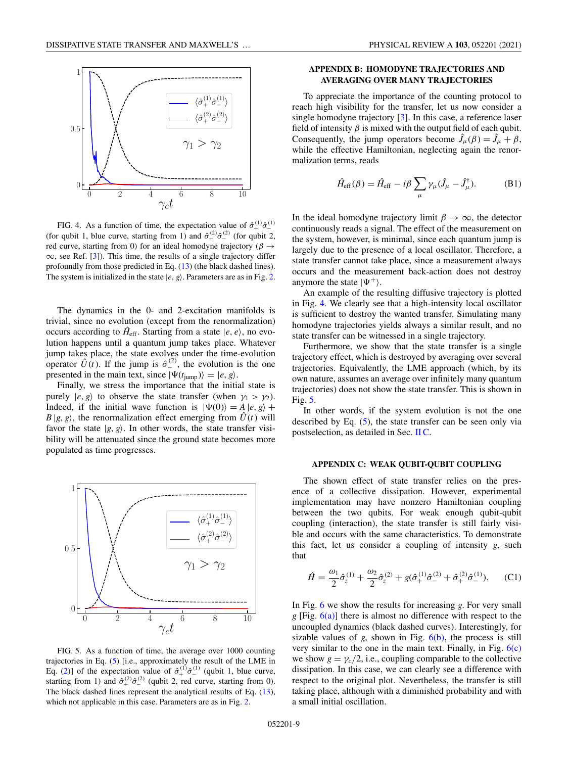FIG. 4. As a function of time, the expectation value of $\hat{\sigma}_+^{(1)}\hat{\sigma}_-^{(1)}$ (for qubit 1, blue curve, starting from 1) and $\hat{\sigma}_+^{(2)}\hat{\sigma}_-^{(2)}$ (for qubit 2, red curve, starting from 0) for an ideal homodyne trajectory ($\beta \to \infty$, see Ref. [3]). This time, the results of a single trajectory differ profoundly from those predicted in Eq. (13) (the black dashed lines). The system is initialized in the state $|e, g\rangle$. Parameters are as in Fig. 2.

The dynamics in the 0- and 2-excitation manifolds is trivial, since no evolution (except from the renormalization) occurs according to $\hat{H}_{\text{eff}}$. Starting from a state $|e, e\rangle$, no evolution happens until a quantum jump takes place. Whatever jump takes place, the state evolves under the time-evolution operator $\hat{U}(t)$. If the jump is $\hat{\sigma}_-^{(2)}$, the evolution is the one presented in the main text, since $|\Psi(t_{\text{jump}})\rangle = |e, g\rangle$.

Finally, we stress the importance that the initial state is purely $|e, g\rangle$ to observe the state transfer (when $\gamma_1 > \gamma_2$). Indeed, if the initial wave function is $|\Psi(0)\rangle = A\,|e, g\rangle + B\,|g, g\rangle$, the renormalization effect emerging from $\hat{U}(t)$ will favor the state $|g, g\rangle$. In other words, the state transfer visibility will be attenuated since the ground state becomes more populated as time progresses.

FIG. 5. As a function of time, the average over 1000 counting trajectories in Eq. (5) [i.e., approximately the result of the LME in Eq. (2)] of the expectation value of $\hat{\sigma}_+^{(1)}\hat{\sigma}_-^{(1)}$ (qubit 1, blue curve, starting from 1) and $\hat{\sigma}_+^{(2)}\hat{\sigma}_-^{(2)}$ (qubit 2, red curve, starting from 0). The black dashed lines represent the analytical results of Eq. (13), which not applicable in this case. Parameters are as in Fig. 2.

## APPENDIX B: HOMODYNE TRAJECTORIES AND AVERAGING OVER MANY TRAJECTORIES

To appreciate the importance of the counting protocol to reach high visibility for the transfer, let us now consider a single homodyne trajectory [3]. In this case, a reference laser field of intensity $\beta$ is mixed with the output field of each qubit. Consequently, the jump operators become $\hat{J}_\mu(\beta) = \hat{J}_\mu + \beta$, while the effective Hamiltonian, neglecting again the renormalization terms, reads

$$\hat{H}_{\text{eff}}(\beta) = \hat{H}_{\text{eff}} - i\beta \sum_\mu \gamma_\mu (\hat{J}_\mu - \hat{J}_\mu^\dagger). \tag{B1}$$

In the ideal homodyne trajectory limit $\beta \to \infty$, the detector continuously reads a signal. The effect of the measurement on the system, however, is minimal, since each quantum jump is largely due to the presence of a local oscillator. Therefore, a state transfer cannot take place, since a measurement always occurs and the measurement back-action does not destroy anymore the state $|\Psi^+\rangle$.

An example of the resulting diffusive trajectory is plotted in Fig. 4. We clearly see that a high-intensity local oscillator is sufficient to destroy the wanted transfer. Simulating many homodyne trajectories yields always a similar result, and no state transfer can be witnessed in a single trajectory.

Furthermore, we show that the state transfer is a single trajectory effect, which is destroyed by averaging over several trajectories. Equivalently, the LME approach (which, by its own nature, assumes an average over infinitely many quantum trajectories) does not show the state transfer. This is shown in Fig. 5.

In other words, if the system evolution is not the one described by Eq. (5), the state transfer can be seen only via postselection, as detailed in Sec. II C.

## APPENDIX C: WEAK QUBIT-QUBIT COUPLING

The shown effect of state transfer relies on the presence of a collective dissipation. However, experimental implementation may have nonzero Hamiltonian coupling between the two qubits. For weak enough qubit-qubit coupling (interaction), the state transfer is still fairly visible and occurs with the same characteristics. To demonstrate this fact, let us consider a coupling of intensity $g$, such that

$$\hat{H} = \frac{\omega_1}{2}\hat{\sigma}_z^{(1)} + \frac{\omega_2}{2}\hat{\sigma}_z^{(2)} + g(\hat{\sigma}_+^{(1)}\hat{\sigma}_-^{(2)} + \hat{\sigma}_+^{(2)}\hat{\sigma}_-^{(1)}). \tag{C1}$$

In Fig. 6 we show the results for increasing $g$. For very small $g$ [Fig. 6(a)] there is almost no difference with respect to the uncoupled dynamics (black dashed curves). Interestingly, for sizable values of $g$, shown in Fig. 6(b), the process is still very similar to the one in the main text. Finally, in Fig. 6(c) we show $g = \gamma_c/2$, i.e., coupling comparable to the collective dissipation. In this case, we can clearly see a difference with respect to the original plot. Nevertheless, the transfer is still taking place, although with a diminished probability and with a small initial oscillation.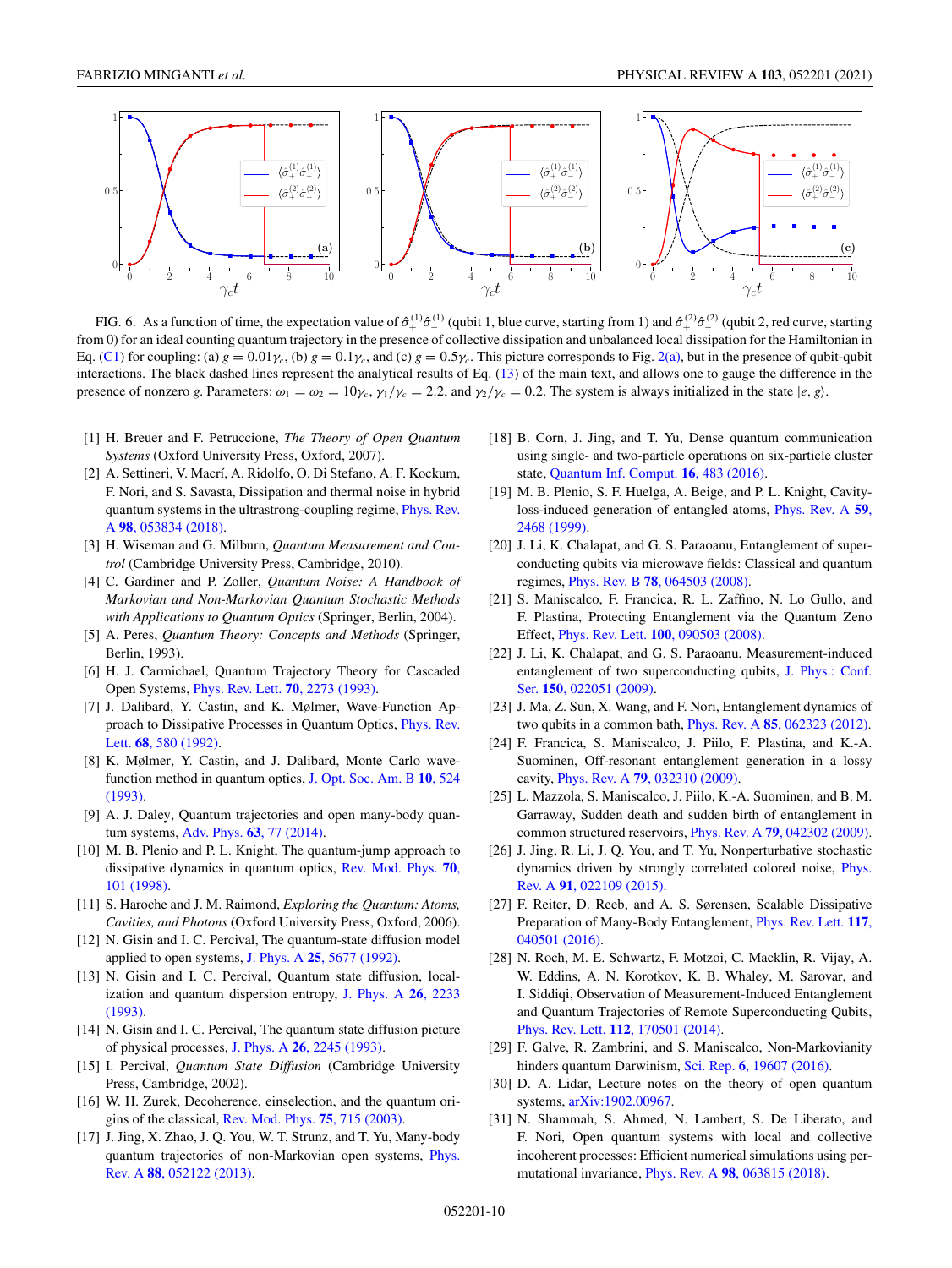FIG. 6. As a function of time, the expectation value of $\hat{\sigma}_+^{(1)}\hat{\sigma}_-^{(1)}$ (qubit 1, blue curve, starting from 1) and $\hat{\sigma}_+^{(2)}\hat{\sigma}_-^{(2)}$ (qubit 2, red curve, starting from 0) for an ideal counting quantum trajectory in the presence of collective dissipation and unbalanced local dissipation for the Hamiltonian in Eq. (C1) for coupling: (a) $g = 0.01\gamma_c$, (b) $g = 0.1\gamma_c$, and (c) $g = 0.5\gamma_c$. This picture corresponds to Fig. 2(a), but in the presence of qubit-qubit interactions. The black dashed lines represent the analytical results of Eq. (13) of the main text, and allows one to gauge the difference in the presence of nonzero $g$. Parameters: $\omega_1 = \omega_2 = 10\gamma_c$, $\gamma_1/\gamma_c = 2.2$, and $\gamma_2/\gamma_c = 0.2$. The system is always initialized in the state $|e, g\rangle$.

[1] H. Breuer and F. Petruccione, *The Theory of Open Quantum Systems* (Oxford University Press, Oxford, 2007).

[2] A. Settineri, V. Macrí, A. Ridolfo, O. Di Stefano, A. F. Kockum, F. Nori, and S. Savasta, Dissipation and thermal noise in hybrid quantum systems in the ultrastrong-coupling regime, Phys. Rev. A **98**, 053834 (2018).

[3] H. Wiseman and G. Milburn, *Quantum Measurement and Control* (Cambridge University Press, Cambridge, 2010).

[4] C. Gardiner and P. Zoller, *Quantum Noise: A Handbook of Markovian and Non-Markovian Quantum Stochastic Methods with Applications to Quantum Optics* (Springer, Berlin, 2004).

[5] A. Peres, *Quantum Theory: Concepts and Methods* (Springer, Berlin, 1993).

[6] H. J. Carmichael, Quantum Trajectory Theory for Cascaded Open Systems, Phys. Rev. Lett. **70**, 2273 (1993).

[7] J. Dalibard, Y. Castin, and K. Mølmer, Wave-Function Approach to Dissipative Processes in Quantum Optics, Phys. Rev. Lett. **68**, 580 (1992).

[8] K. Mølmer, Y. Castin, and J. Dalibard, Monte Carlo wave-function method in quantum optics, J. Opt. Soc. Am. B **10**, 524 (1993).

[9] A. J. Daley, Quantum trajectories and open many-body quantum systems, Adv. Phys. **63**, 77 (2014).

[10] M. B. Plenio and P. L. Knight, The quantum-jump approach to dissipative dynamics in quantum optics, Rev. Mod. Phys. **70**, 101 (1998).

[11] S. Haroche and J. M. Raimond, *Exploring the Quantum: Atoms, Cavities, and Photons* (Oxford University Press, Oxford, 2006).

[12] N. Gisin and I. C. Percival, The quantum-state diffusion model applied to open systems, J. Phys. A **25**, 5677 (1992).

[13] N. Gisin and I. C. Percival, Quantum state diffusion, localization and quantum dispersion entropy, J. Phys. A **26**, 2233 (1993).

[14] N. Gisin and I. C. Percival, The quantum state diffusion picture of physical processes, J. Phys. A **26**, 2245 (1993).

[15] I. Percival, *Quantum State Diffusion* (Cambridge University Press, Cambridge, 2002).

[16] W. H. Zurek, Decoherence, einselection, and the quantum origins of the classical, Rev. Mod. Phys. **75**, 715 (2003).

[17] J. Jing, X. Zhao, J. Q. You, W. T. Strunz, and T. Yu, Many-body quantum trajectories of non-Markovian open systems, Phys. Rev. A **88**, 052122 (2013).

[18] B. Corn, J. Jing, and T. Yu, Dense quantum communication using single- and two-particle operations on six-particle cluster state, Quantum Inf. Comput. **16**, 483 (2016).

[19] M. B. Plenio, S. F. Huelga, A. Beige, and P. L. Knight, Cavity-loss-induced generation of entangled atoms, Phys. Rev. A **59**, 2468 (1999).

[20] J. Li, K. Chalapat, and G. S. Paraoanu, Entanglement of superconducting qubits via microwave fields: Classical and quantum regimes, Phys. Rev. B **78**, 064503 (2008).

[21] S. Maniscalco, F. Francica, R. L. Zaffino, N. Lo Gullo, and F. Plastina, Protecting Entanglement via the Quantum Zeno Effect, Phys. Rev. Lett. **100**, 090503 (2008).

[22] J. Li, K. Chalapat, and G. S. Paraoanu, Measurement-induced entanglement of two superconducting qubits, J. Phys.: Conf. Ser. **150**, 022051 (2009).

[23] J. Ma, Z. Sun, X. Wang, and F. Nori, Entanglement dynamics of two qubits in a common bath, Phys. Rev. A **85**, 062323 (2012).

[24] F. Francica, S. Maniscalco, J. Piilo, F. Plastina, and K.-A. Suominen, Off-resonant entanglement generation in a lossy cavity, Phys. Rev. A **79**, 032310 (2009).

[25] L. Mazzola, S. Maniscalco, J. Piilo, K.-A. Suominen, and B. M. Garraway, Sudden death and sudden birth of entanglement in common structured reservoirs, Phys. Rev. A **79**, 042302 (2009).

[26] J. Jing, R. Li, J. Q. You, and T. Yu, Nonperturbative stochastic dynamics driven by strongly correlated colored noise, Phys. Rev. A **91**, 022109 (2015).

[27] F. Reiter, D. Reeb, and A. S. Sørensen, Scalable Dissipative Preparation of Many-Body Entanglement, Phys. Rev. Lett. **117**, 040501 (2016).

[28] N. Roch, M. E. Schwartz, F. Motzoi, C. Macklin, R. Vijay, A. W. Eddins, A. N. Korotkov, K. B. Whaley, M. Sarovar, and I. Siddiqi, Observation of Measurement-Induced Entanglement and Quantum Trajectories of Remote Superconducting Qubits, Phys. Rev. Lett. **112**, 170501 (2014).

[29] F. Galve, R. Zambrini, and S. Maniscalco, Non-Markovianity hinders quantum Darwinism, Sci. Rep. **6**, 19607 (2016).

[30] D. A. Lidar, Lecture notes on the theory of open quantum systems, arXiv:1902.00967.

[31] N. Shammah, S. Ahmed, N. Lambert, S. De Liberato, and F. Nori, Open quantum systems with local and collective incoherent processes: Efficient numerical simulations using permutational invariance, Phys. Rev. A **98**, 063815 (2018).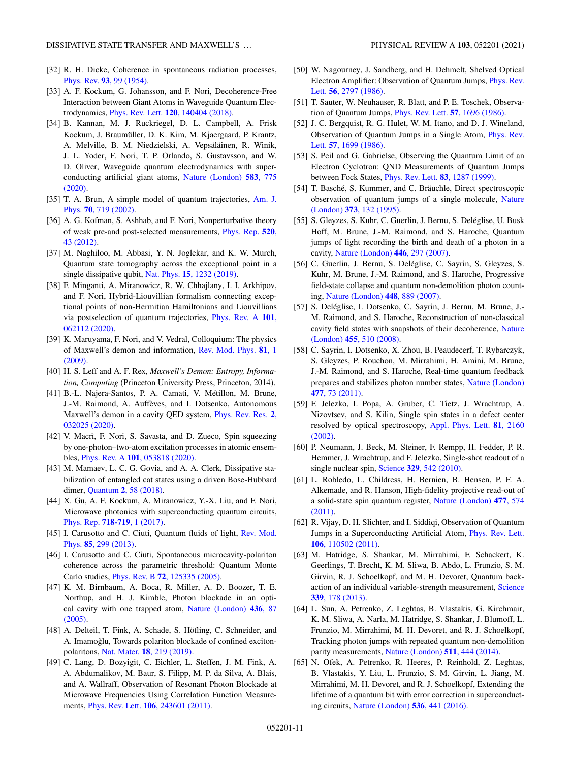[32] R. H. Dicke, Coherence in spontaneous radiation processes, Phys. Rev. **93**, 99 (1954).

[33] A. F. Kockum, G. Johansson, and F. Nori, Decoherence-Free Interaction between Giant Atoms in Waveguide Quantum Electrodynamics, Phys. Rev. Lett. **120**, 140404 (2018).

[34] B. Kannan, M. J. Ruckriegel, D. L. Campbell, A. Frisk Kockum, J. Braumüller, D. K. Kim, M. Kjaergaard, P. Krantz, A. Melville, B. M. Niedzielski, A. Vepsäläinen, R. Winik, J. L. Yoder, F. Nori, T. P. Orlando, S. Gustavsson, and W. D. Oliver, Waveguide quantum electrodynamics with superconducting artificial giant atoms, Nature (London) **583**, 775 (2020).

[35] T. A. Brun, A simple model of quantum trajectories, Am. J. Phys. **70**, 719 (2002).

[36] A. G. Kofman, S. Ashhab, and F. Nori, Nonperturbative theory of weak pre- and post-selected measurements, Phys. Rep. **520**, 43 (2012).

[37] M. Naghiloo, M. Abbasi, Y. N. Joglekar, and K. W. Murch, Quantum state tomography across the exceptional point in a single dissipative qubit, Nat. Phys. **15**, 1232 (2019).

[38] F. Minganti, A. Miranowicz, R. W. Chhajlany, I. I. Arkhipov, and F. Nori, Hybrid-Liouvillian formalism connecting exceptional points of non-Hermitian Hamiltonians and Liouvillians via postselection of quantum trajectories, Phys. Rev. A **101**, 062112 (2020).

[39] K. Maruyama, F. Nori, and V. Vedral, Colloquium: The physics of Maxwell's demon and information, Rev. Mod. Phys. **81**, 1 (2009).

[40] H. S. Leff and A. F. Rex, *Maxwell's Demon: Entropy, Information, Computing* (Princeton University Press, Princeton, 2014).

[41] B.-L. Najera-Santos, P. A. Camati, V. Métillon, M. Brune, J.-M. Raimond, A. Auffèves, and I. Dotsenko, Autonomous Maxwell's demon in a cavity QED system, Phys. Rev. Res. **2**, 032025 (2020).

[42] V. Macrì, F. Nori, S. Savasta, and D. Zueco, Spin squeezing by one-photon–two-atom excitation processes in atomic ensembles, Phys. Rev. A **101**, 053818 (2020).

[43] M. Mamaev, L. C. G. Govia, and A. A. Clerk, Dissipative stabilization of entangled cat states using a driven Bose-Hubbard dimer, Quantum **2**, 58 (2018).

[44] X. Gu, A. F. Kockum, A. Miranowicz, Y.-X. Liu, and F. Nori, Microwave photonics with superconducting quantum circuits, Phys. Rep. **718-719**, 1 (2017).

[45] I. Carusotto and C. Ciuti, Quantum fluids of light, Rev. Mod. Phys. **85**, 299 (2013).

[46] I. Carusotto and C. Ciuti, Spontaneous microcavity-polariton coherence across the parametric threshold: Quantum Monte Carlo studies, Phys. Rev. B **72**, 125335 (2005).

[47] K. M. Birnbaum, A. Boca, R. Miller, A. D. Boozer, T. E. Northup, and H. J. Kimble, Photon blockade in an optical cavity with one trapped atom, Nature (London) **436**, 87 (2005).

[48] A. Delteil, T. Fink, A. Schade, S. Höfling, C. Schneider, and A. İmamoğlu, Towards polariton blockade of confined exciton-polaritons, Nat. Mater. **18**, 219 (2019).

[49] C. Lang, D. Bozyigit, C. Eichler, L. Steffen, J. M. Fink, A. A. Abdumalikov, M. Baur, S. Filipp, M. P. da Silva, A. Blais, and A. Wallraff, Observation of Resonant Photon Blockade at Microwave Frequencies Using Correlation Function Measurements, Phys. Rev. Lett. **106**, 243601 (2011).

[50] W. Nagourney, J. Sandberg, and H. Dehmelt, Shelved Optical Electron Amplifier: Observation of Quantum Jumps, Phys. Rev. Lett. **56**, 2797 (1986).

[51] T. Sauter, W. Neuhauser, R. Blatt, and P. E. Toschek, Observation of Quantum Jumps, Phys. Rev. Lett. **57**, 1696 (1986).

[52] J. C. Bergquist, R. G. Hulet, W. M. Itano, and D. J. Wineland, Observation of Quantum Jumps in a Single Atom, Phys. Rev. Lett. **57**, 1699 (1986).

[53] S. Peil and G. Gabrielse, Observing the Quantum Limit of an Electron Cyclotron: QND Measurements of Quantum Jumps between Fock States, Phys. Rev. Lett. **83**, 1287 (1999).

[54] T. Basché, S. Kummer, and C. Bräuchle, Direct spectroscopic observation of quantum jumps of a single molecule, Nature (London) **373**, 132 (1995).

[55] S. Gleyzes, S. Kuhr, C. Guerlin, J. Bernu, S. Deléglise, U. Busk Hoff, M. Brune, J.-M. Raimond, and S. Haroche, Quantum jumps of light recording the birth and death of a photon in a cavity, Nature (London) **446**, 297 (2007).

[56] C. Guerlin, J. Bernu, S. Deléglise, C. Sayrin, S. Gleyzes, S. Kuhr, M. Brune, J.-M. Raimond, and S. Haroche, Progressive field-state collapse and quantum non-demolition photon counting, Nature (London) **448**, 889 (2007).

[57] S. Deléglise, I. Dotsenko, C. Sayrin, J. Bernu, M. Brune, J.-M. Raimond, and S. Haroche, Reconstruction of non-classical cavity field states with snapshots of their decoherence, Nature (London) **455**, 510 (2008).

[58] C. Sayrin, I. Dotsenko, X. Zhou, B. Peaudecerf, T. Rybarczyk, S. Gleyzes, P. Rouchon, M. Mirrahimi, H. Amini, M. Brune, J.-M. Raimond, and S. Haroche, Real-time quantum feedback prepares and stabilizes photon number states, Nature (London) **477**, 73 (2011).

[59] F. Jelezko, I. Popa, A. Gruber, C. Tietz, J. Wrachtrup, A. Nizovtsev, and S. Kilin, Single spin states in a defect center resolved by optical spectroscopy, Appl. Phys. Lett. **81**, 2160 (2002).

[60] P. Neumann, J. Beck, M. Steiner, F. Rempp, H. Fedder, P. R. Hemmer, J. Wrachtrup, and F. Jelezko, Single-shot readout of a single nuclear spin, Science **329**, 542 (2010).

[61] L. Robledo, L. Childress, H. Bernien, B. Hensen, P. F. A. Alkemade, and R. Hanson, High-fidelity projective read-out of a solid-state spin quantum register, Nature (London) **477**, 574 (2011).

[62] R. Vijay, D. H. Slichter, and I. Siddiqi, Observation of Quantum Jumps in a Superconducting Artificial Atom, Phys. Rev. Lett. **106**, 110502 (2011).

[63] M. Hatridge, S. Shankar, M. Mirrahimi, F. Schackert, K. Geerlings, T. Brecht, K. M. Sliwa, B. Abdo, L. Frunzio, S. M. Girvin, R. J. Schoelkopf, and M. H. Devoret, Quantum back-action of an individual variable-strength measurement, Science **339**, 178 (2013).

[64] L. Sun, A. Petrenko, Z. Leghtas, B. Vlastakis, G. Kirchmair, K. M. Sliwa, A. Narla, M. Hatridge, S. Shankar, J. Blumoff, L. Frunzio, M. Mirrahimi, M. H. Devoret, and R. J. Schoelkopf, Tracking photon jumps with repeated quantum non-demolition parity measurements, Nature (London) **511**, 444 (2014).

[65] N. Ofek, A. Petrenko, R. Heeres, P. Reinhold, Z. Leghtas, B. Vlastakis, Y. Liu, L. Frunzio, S. M. Girvin, L. Jiang, M. Mirrahimi, M. H. Devoret, and R. J. Schoelkopf, Extending the lifetime of a quantum bit with error correction in superconducting circuits, Nature (London) **536**, 441 (2016).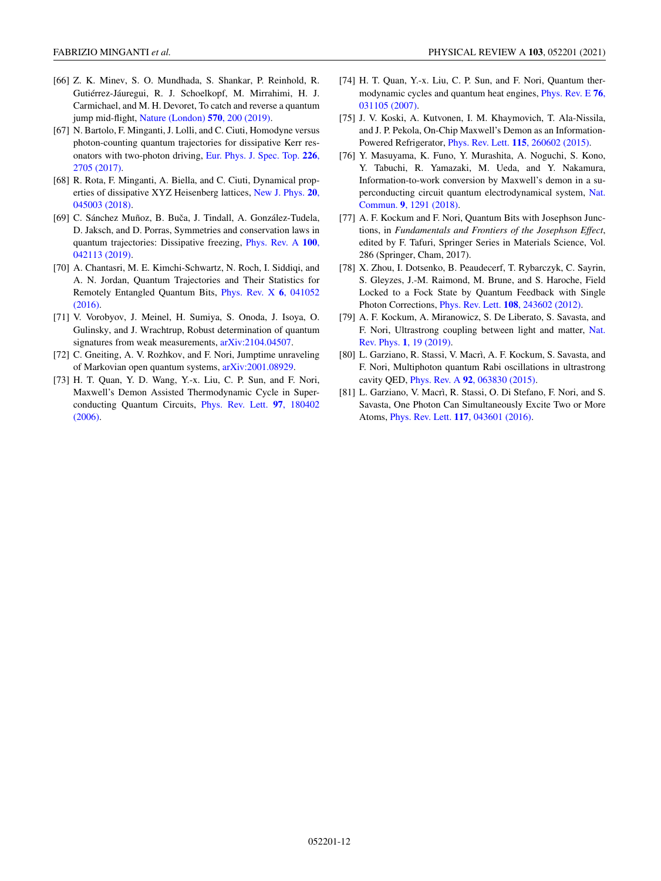[66] Z. K. Minev, S. O. Mundhada, S. Shankar, P. Reinhold, R. Gutiérrez-Jáuregui, R. J. Schoelkopf, M. Mirrahimi, H. J. Carmichael, and M. H. Devoret, To catch and reverse a quantum jump mid-flight, Nature (London) **570**, 200 (2019).

[67] N. Bartolo, F. Minganti, J. Lolli, and C. Ciuti, Homodyne versus photon-counting quantum trajectories for dissipative Kerr resonators with two-photon driving, Eur. Phys. J. Spec. Top. **226**, 2705 (2017).

[68] R. Rota, F. Minganti, A. Biella, and C. Ciuti, Dynamical properties of dissipative XYZ Heisenberg lattices, New J. Phys. **20**, 045003 (2018).

[69] C. Sánchez Muñoz, B. Buča, J. Tindall, A. González-Tudela, D. Jaksch, and D. Porras, Symmetries and conservation laws in quantum trajectories: Dissipative freezing, Phys. Rev. A **100**, 042113 (2019).

[70] A. Chantasri, M. E. Kimchi-Schwartz, N. Roch, I. Siddiqi, and A. N. Jordan, Quantum Trajectories and Their Statistics for Remotely Entangled Quantum Bits, Phys. Rev. X **6**, 041052 (2016).

[71] V. Vorobyov, J. Meinel, H. Sumiya, S. Onoda, J. Isoya, O. Gulinsky, and J. Wrachtrup, Robust determination of quantum signatures from weak measurements, arXiv:2104.04507.

[72] C. Gneiting, A. V. Rozhkov, and F. Nori, Jumptime unraveling of Markovian open quantum systems, arXiv:2001.08929.

[73] H. T. Quan, Y. D. Wang, Y.-x. Liu, C. P. Sun, and F. Nori, Maxwell's Demon Assisted Thermodynamic Cycle in Superconducting Quantum Circuits, Phys. Rev. Lett. **97**, 180402 (2006).

[74] H. T. Quan, Y.-x. Liu, C. P. Sun, and F. Nori, Quantum thermodynamic cycles and quantum heat engines, Phys. Rev. E **76**, 031105 (2007).

[75] J. V. Koski, A. Kutvonen, I. M. Khaymovich, T. Ala-Nissila, and J. P. Pekola, On-Chip Maxwell's Demon as an Information-Powered Refrigerator, Phys. Rev. Lett. **115**, 260602 (2015).

[76] Y. Masuyama, K. Funo, Y. Murashita, A. Noguchi, S. Kono, Y. Tabuchi, R. Yamazaki, M. Ueda, and Y. Nakamura, Information-to-work conversion by Maxwell's demon in a superconducting circuit quantum electrodynamical system, Nat. Commun. **9**, 1291 (2018).

[77] A. F. Kockum and F. Nori, Quantum Bits with Josephson Junctions, in *Fundamentals and Frontiers of the Josephson Effect*, edited by F. Tafuri, Springer Series in Materials Science, Vol. 286 (Springer, Cham, 2017).

[78] X. Zhou, I. Dotsenko, B. Peaudecerf, T. Rybarczyk, C. Sayrin, S. Gleyzes, J.-M. Raimond, M. Brune, and S. Haroche, Field Locked to a Fock State by Quantum Feedback with Single Photon Corrections, Phys. Rev. Lett. **108**, 243602 (2012).

[79] A. F. Kockum, A. Miranowicz, S. De Liberato, S. Savasta, and F. Nori, Ultrastrong coupling between light and matter, Nat. Rev. Phys. **1**, 19 (2019).

[80] L. Garziano, R. Stassi, V. Macrì, A. F. Kockum, S. Savasta, and F. Nori, Multiphoton quantum Rabi oscillations in ultrastrong cavity QED, Phys. Rev. A **92**, 063830 (2015).

[81] L. Garziano, V. Macrì, R. Stassi, O. Di Stefano, F. Nori, and S. Savasta, One Photon Can Simultaneously Excite Two or More Atoms, Phys. Rev. Lett. **117**, 043601 (2016).